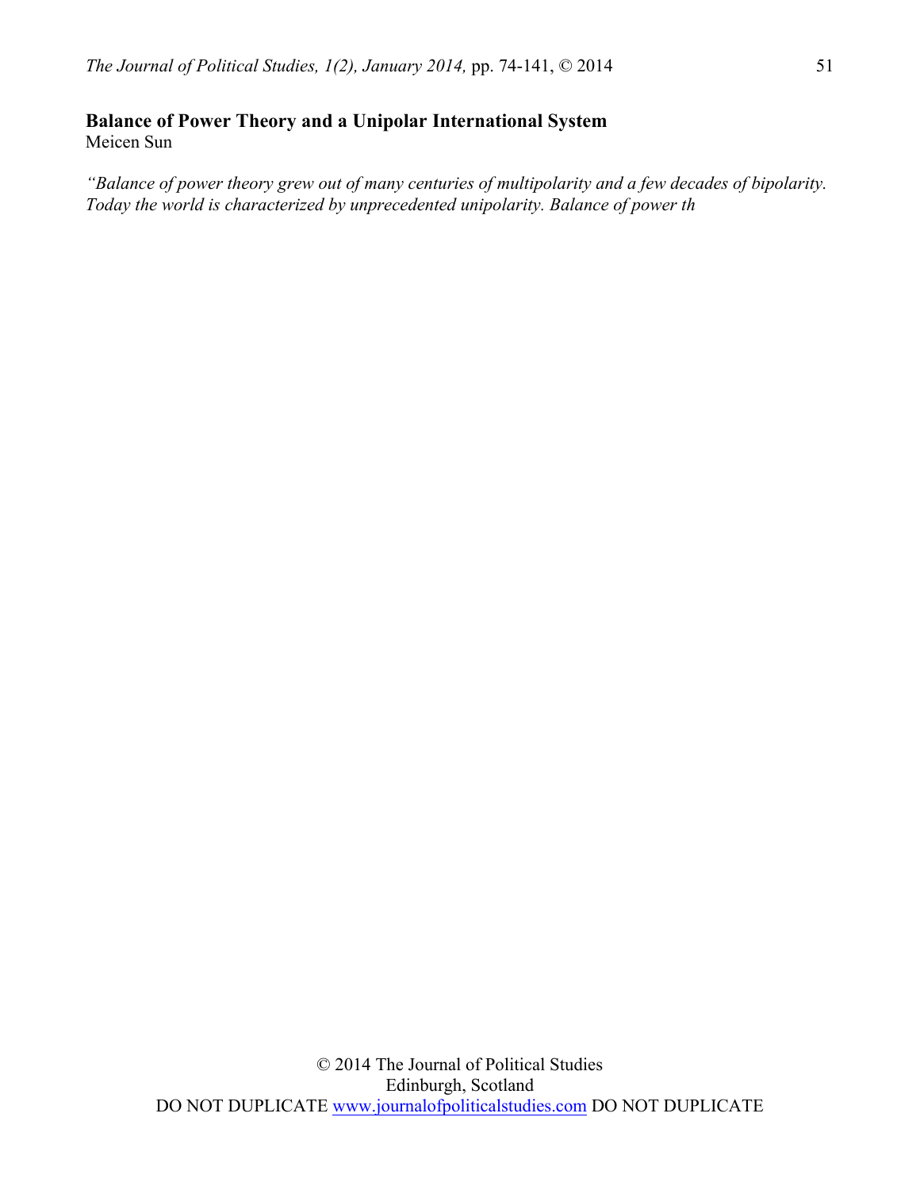**Balance of Power Theory and a Unipolar International System**

Meicen Sun

*"Balance of power theory grew out of many centuries of multipolarity and a few decades of bipolarity. Today the world is characterized by unprecedented unipolarity. Balance of power th*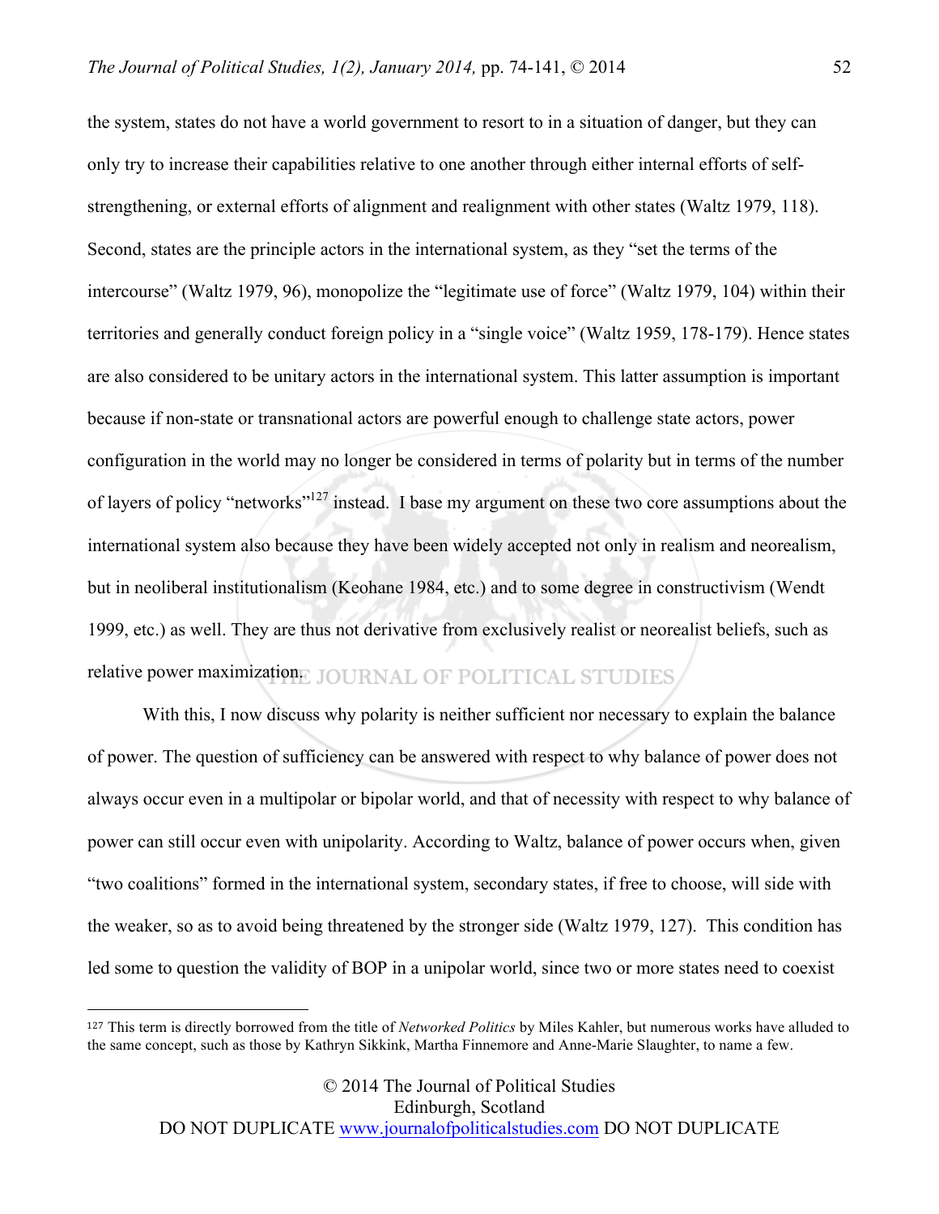the system, states do not have a world government to resort to in a situation of danger, but they can only try to increase their capabilities relative to one another through either internal efforts of self-strengthening, or external efforts of alignment and realignment with other states (Waltz 1979, 118). Second, states are the principle actors in the international system, as they "set the terms of the intercourse" (Waltz 1979, 96), monopolize the "legitimate use of force" (Waltz 1979, 104) within their territories and generally conduct foreign policy in a "single voice" (Waltz 1959, 178-179). Hence states are also considered to be unitary actors in the international system. This latter assumption is important because if non-state or transnational actors are powerful enough to challenge state actors, power configuration in the world may no longer be considered in terms of polarity but in terms of the number of layers of policy "networks"[127] instead. I base my argument on these two core assumptions about the international system also because they have been widely accepted not only in realism and neorealism, but in neoliberal institutionalism (Keohane 1984, etc.) and to some degree in constructivism (Wendt 1999, etc.) as well. They are thus not derivative from exclusively realist or neorealist beliefs, such as relative power maximization.

With this, I now discuss why polarity is neither sufficient nor necessary to explain the balance of power. The question of sufficiency can be answered with respect to why balance of power does not always occur even in a multipolar or bipolar world, and that of necessity with respect to why balance of power can still occur even with unipolarity. According to Waltz, balance of power occurs when, given "two coalitions" formed in the international system, secondary states, if free to choose, will side with the weaker, so as to avoid being threatened by the stronger side (Waltz 1979, 127). This condition has led some to question the validity of BOP in a unipolar world, since two or more states need to coexist

[127] This term is directly borrowed from the title of *Networked Politics* by Miles Kahler, but numerous works have alluded to the same concept, such as those by Kathryn Sikkink, Martha Finnemore and Anne-Marie Slaughter, to name a few.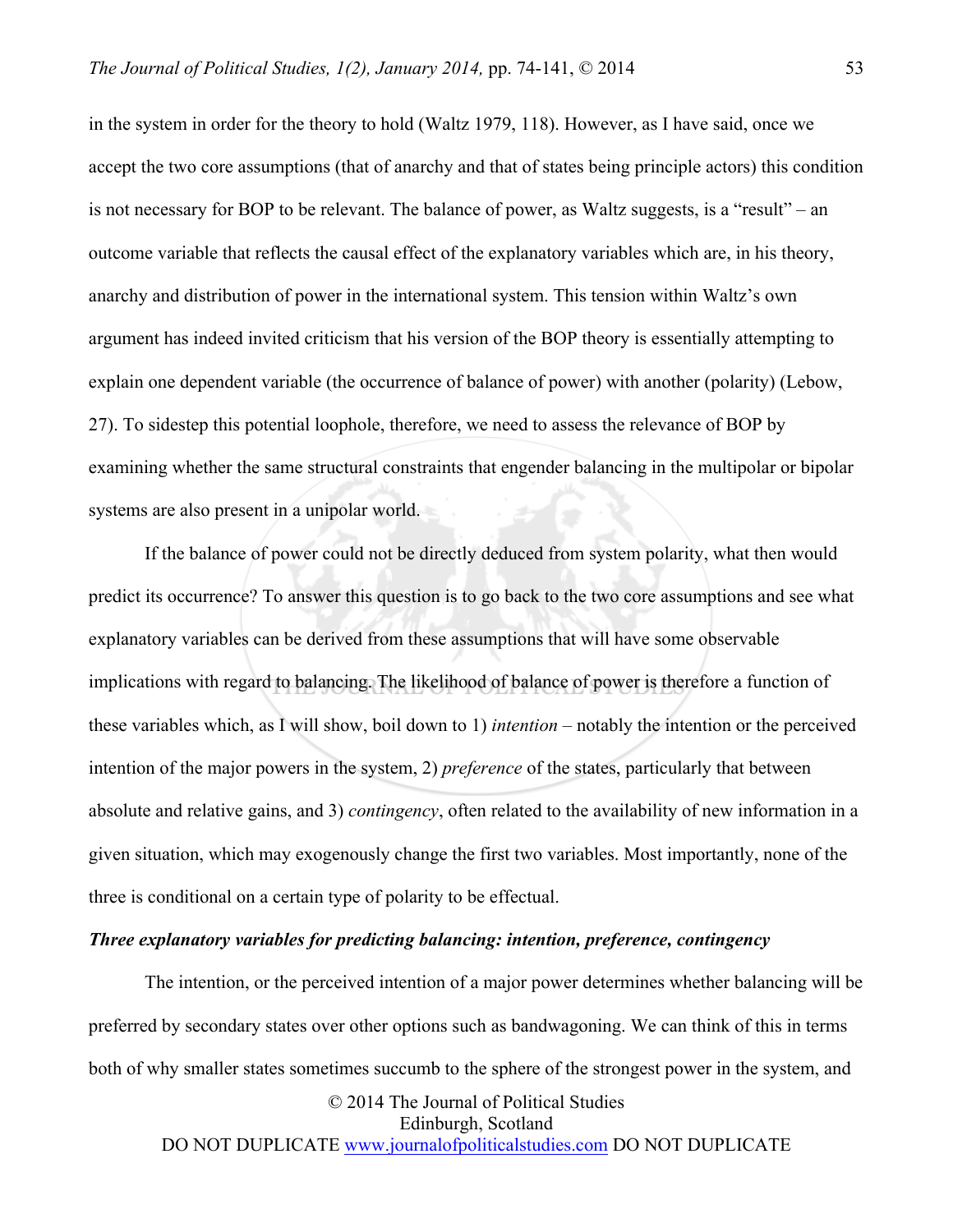in the system in order for the theory to hold (Waltz 1979, 118). However, as I have said, once we accept the two core assumptions (that of anarchy and that of states being principle actors) this condition is not necessary for BOP to be relevant. The balance of power, as Waltz suggests, is a "result" – an outcome variable that reflects the causal effect of the explanatory variables which are, in his theory, anarchy and distribution of power in the international system. This tension within Waltz's own argument has indeed invited criticism that his version of the BOP theory is essentially attempting to explain one dependent variable (the occurrence of balance of power) with another (polarity) (Lebow, 27). To sidestep this potential loophole, therefore, we need to assess the relevance of BOP by examining whether the same structural constraints that engender balancing in the multipolar or bipolar systems are also present in a unipolar world.

If the balance of power could not be directly deduced from system polarity, what then would predict its occurrence? To answer this question is to go back to the two core assumptions and see what explanatory variables can be derived from these assumptions that will have some observable implications with regard to balancing. The likelihood of balance of power is therefore a function of these variables which, as I will show, boil down to 1) *intention* – notably the intention or the perceived intention of the major powers in the system, 2) *preference* of the states, particularly that between absolute and relative gains, and 3) *contingency*, often related to the availability of new information in a given situation, which may exogenously change the first two variables. Most importantly, none of the three is conditional on a certain type of polarity to be effectual.

***Three explanatory variables for predicting balancing: intention, preference, contingency***

The intention, or the perceived intention of a major power determines whether balancing will be preferred by secondary states over other options such as bandwagoning. We can think of this in terms both of why smaller states sometimes succumb to the sphere of the strongest power in the system, and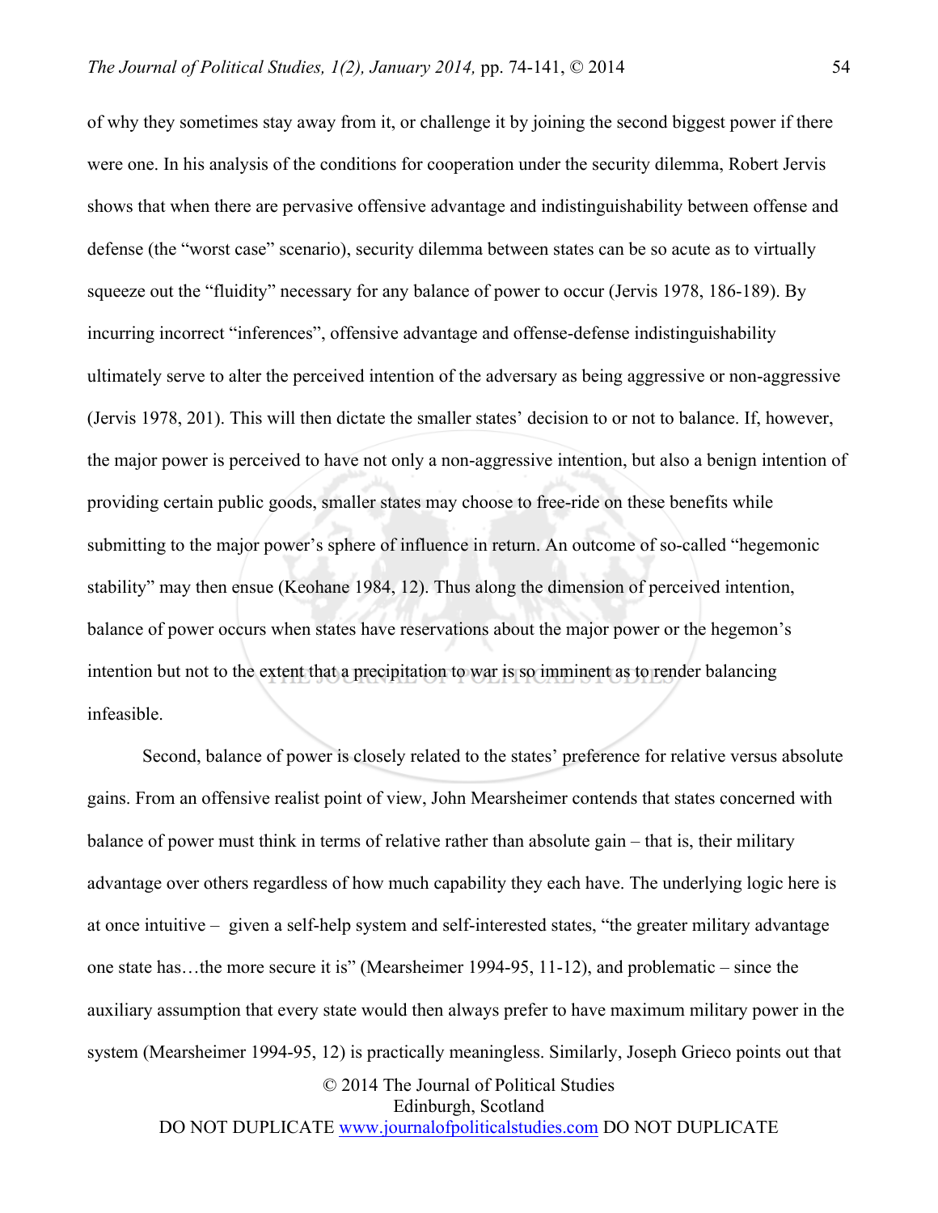of why they sometimes stay away from it, or challenge it by joining the second biggest power if there were one. In his analysis of the conditions for cooperation under the security dilemma, Robert Jervis shows that when there are pervasive offensive advantage and indistinguishability between offense and defense (the "worst case" scenario), security dilemma between states can be so acute as to virtually squeeze out the "fluidity" necessary for any balance of power to occur (Jervis 1978, 186-189). By incurring incorrect "inferences", offensive advantage and offense-defense indistinguishability ultimately serve to alter the perceived intention of the adversary as being aggressive or non-aggressive (Jervis 1978, 201). This will then dictate the smaller states' decision to or not to balance. If, however, the major power is perceived to have not only a non-aggressive intention, but also a benign intention of providing certain public goods, smaller states may choose to free-ride on these benefits while submitting to the major power's sphere of influence in return. An outcome of so-called "hegemonic stability" may then ensue (Keohane 1984, 12). Thus along the dimension of perceived intention, balance of power occurs when states have reservations about the major power or the hegemon's intention but not to the extent that a precipitation to war is so imminent as to render balancing infeasible.

Second, balance of power is closely related to the states' preference for relative versus absolute gains. From an offensive realist point of view, John Mearsheimer contends that states concerned with balance of power must think in terms of relative rather than absolute gain – that is, their military advantage over others regardless of how much capability they each have. The underlying logic here is at once intuitive – given a self-help system and self-interested states, "the greater military advantage one state has…the more secure it is" (Mearsheimer 1994-95, 11-12), and problematic – since the auxiliary assumption that every state would then always prefer to have maximum military power in the system (Mearsheimer 1994-95, 12) is practically meaningless. Similarly, Joseph Grieco points out that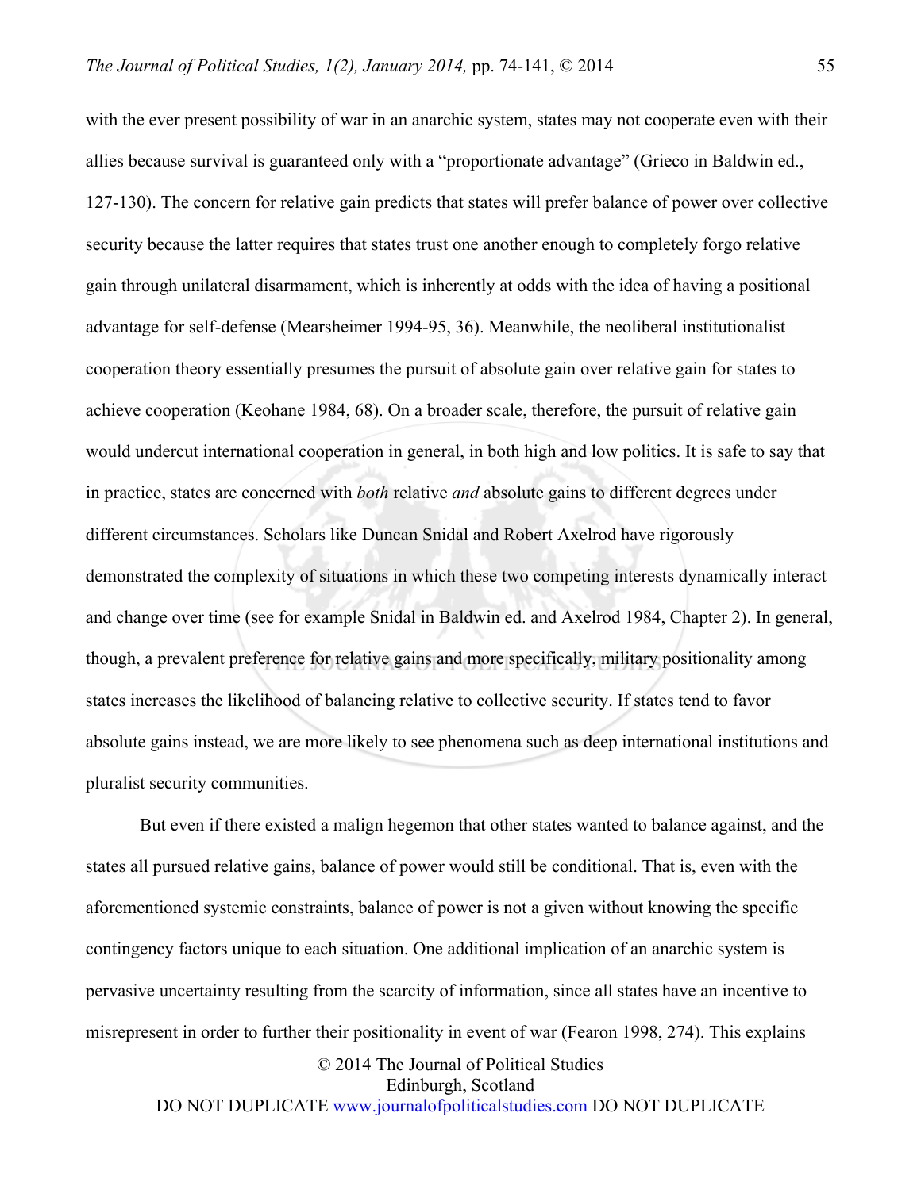with the ever present possibility of war in an anarchic system, states may not cooperate even with their allies because survival is guaranteed only with a "proportionate advantage" (Grieco in Baldwin ed., 127-130). The concern for relative gain predicts that states will prefer balance of power over collective security because the latter requires that states trust one another enough to completely forgo relative gain through unilateral disarmament, which is inherently at odds with the idea of having a positional advantage for self-defense (Mearsheimer 1994-95, 36). Meanwhile, the neoliberal institutionalist cooperation theory essentially presumes the pursuit of absolute gain over relative gain for states to achieve cooperation (Keohane 1984, 68). On a broader scale, therefore, the pursuit of relative gain would undercut international cooperation in general, in both high and low politics. It is safe to say that in practice, states are concerned with *both* relative *and* absolute gains to different degrees under different circumstances. Scholars like Duncan Snidal and Robert Axelrod have rigorously demonstrated the complexity of situations in which these two competing interests dynamically interact and change over time (see for example Snidal in Baldwin ed. and Axelrod 1984, Chapter 2). In general, though, a prevalent preference for relative gains and more specifically, military positionality among states increases the likelihood of balancing relative to collective security. If states tend to favor absolute gains instead, we are more likely to see phenomena such as deep international institutions and pluralist security communities.

But even if there existed a malign hegemon that other states wanted to balance against, and the states all pursued relative gains, balance of power would still be conditional. That is, even with the aforementioned systemic constraints, balance of power is not a given without knowing the specific contingency factors unique to each situation. One additional implication of an anarchic system is pervasive uncertainty resulting from the scarcity of information, since all states have an incentive to misrepresent in order to further their positionality in event of war (Fearon 1998, 274). This explains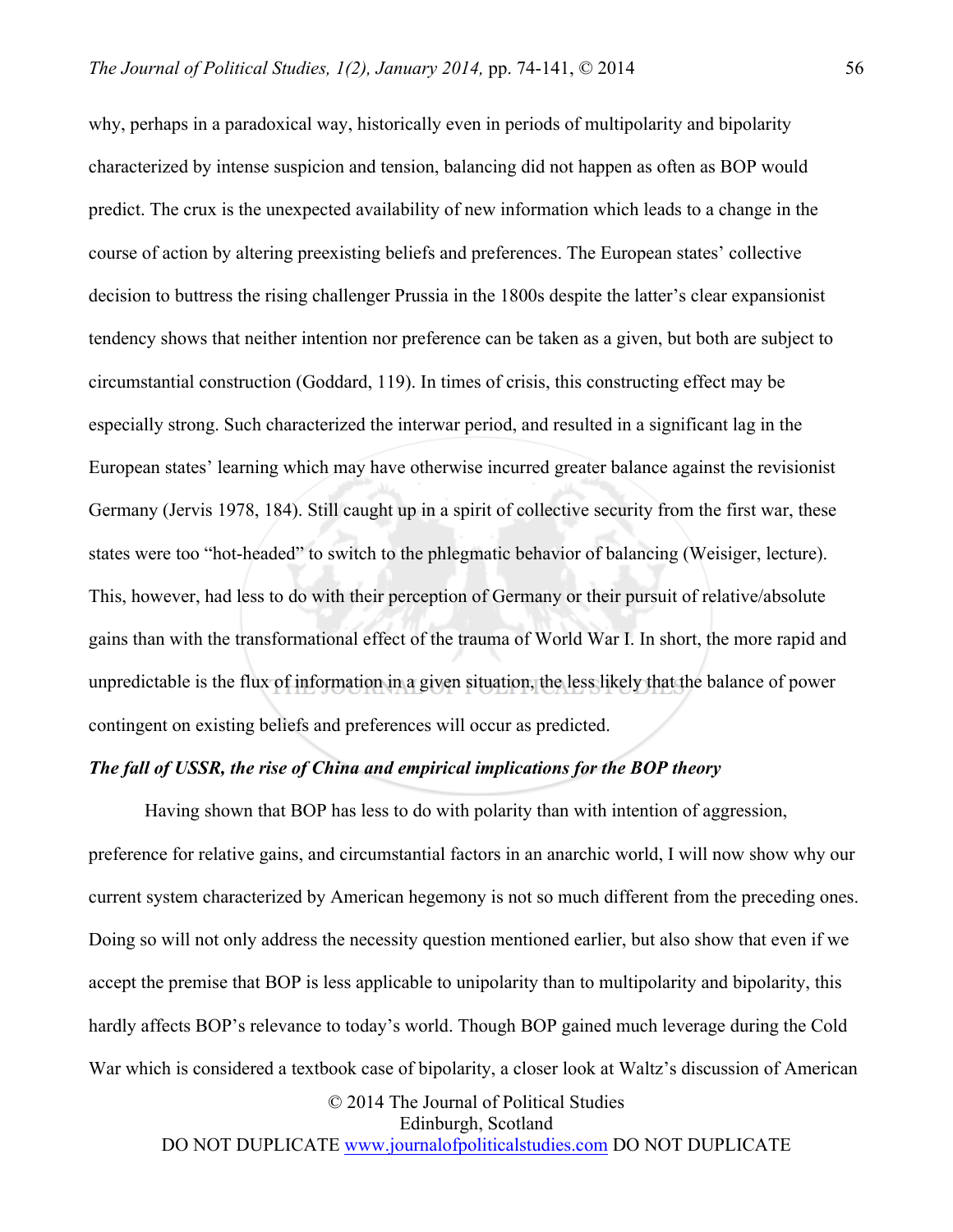why, perhaps in a paradoxical way, historically even in periods of multipolarity and bipolarity characterized by intense suspicion and tension, balancing did not happen as often as BOP would predict. The crux is the unexpected availability of new information which leads to a change in the course of action by altering preexisting beliefs and preferences. The European states' collective decision to buttress the rising challenger Prussia in the 1800s despite the latter's clear expansionist tendency shows that neither intention nor preference can be taken as a given, but both are subject to circumstantial construction (Goddard, 119). In times of crisis, this constructing effect may be especially strong. Such characterized the interwar period, and resulted in a significant lag in the European states' learning which may have otherwise incurred greater balance against the revisionist Germany (Jervis 1978, 184). Still caught up in a spirit of collective security from the first war, these states were too "hot-headed" to switch to the phlegmatic behavior of balancing (Weisiger, lecture). This, however, had less to do with their perception of Germany or their pursuit of relative/absolute gains than with the transformational effect of the trauma of World War I. In short, the more rapid and unpredictable is the flux of information in a given situation, the less likely that the balance of power contingent on existing beliefs and preferences will occur as predicted.

***The fall of USSR, the rise of China and empirical implications for the BOP theory***

Having shown that BOP has less to do with polarity than with intention of aggression, preference for relative gains, and circumstantial factors in an anarchic world, I will now show why our current system characterized by American hegemony is not so much different from the preceding ones. Doing so will not only address the necessity question mentioned earlier, but also show that even if we accept the premise that BOP is less applicable to unipolarity than to multipolarity and bipolarity, this hardly affects BOP's relevance to today's world. Though BOP gained much leverage during the Cold War which is considered a textbook case of bipolarity, a closer look at Waltz's discussion of American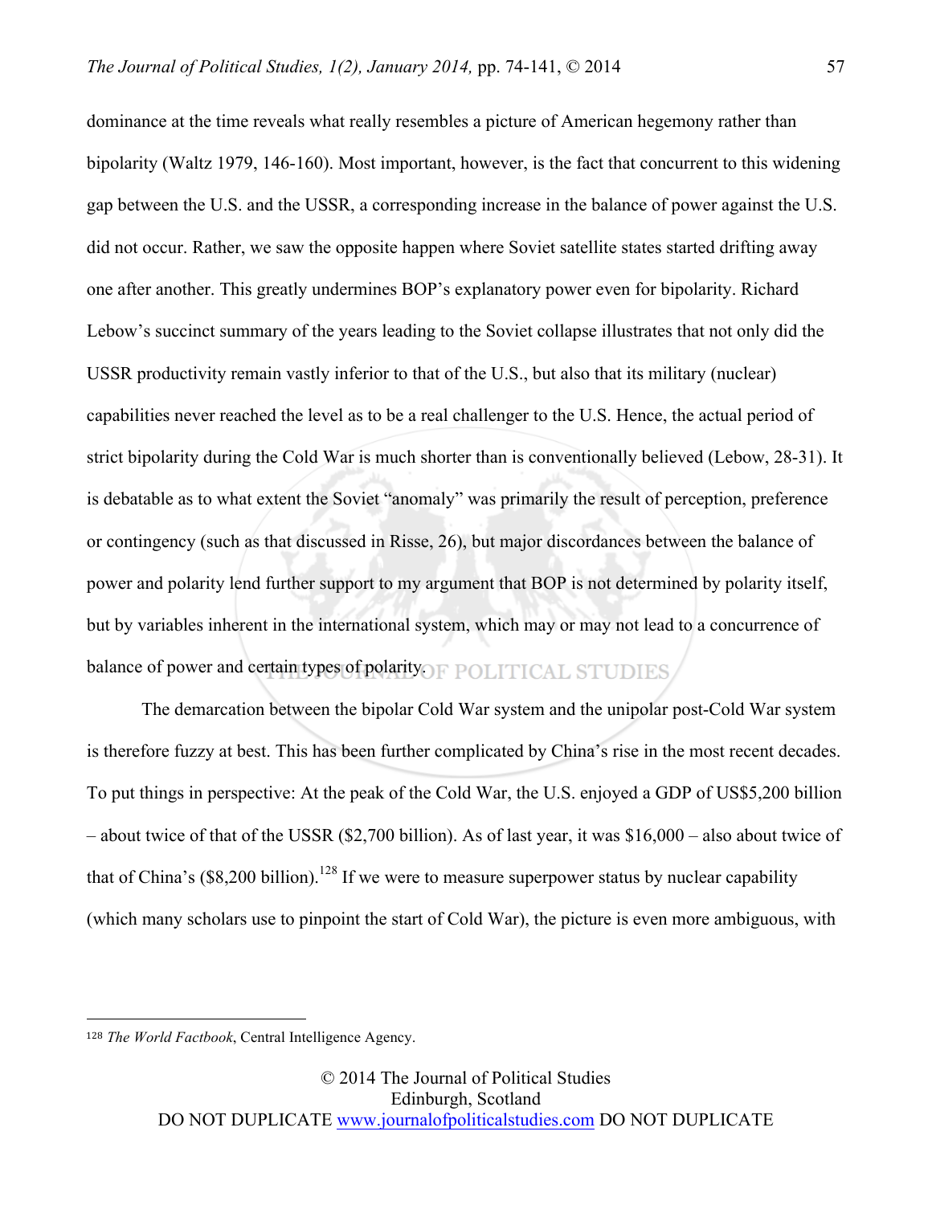dominance at the time reveals what really resembles a picture of American hegemony rather than bipolarity (Waltz 1979, 146-160). Most important, however, is the fact that concurrent to this widening gap between the U.S. and the USSR, a corresponding increase in the balance of power against the U.S. did not occur. Rather, we saw the opposite happen where Soviet satellite states started drifting away one after another. This greatly undermines BOP's explanatory power even for bipolarity. Richard Lebow's succinct summary of the years leading to the Soviet collapse illustrates that not only did the USSR productivity remain vastly inferior to that of the U.S., but also that its military (nuclear) capabilities never reached the level as to be a real challenger to the U.S. Hence, the actual period of strict bipolarity during the Cold War is much shorter than is conventionally believed (Lebow, 28-31). It is debatable as to what extent the Soviet "anomaly" was primarily the result of perception, preference or contingency (such as that discussed in Risse, 26), but major discordances between the balance of power and polarity lend further support to my argument that BOP is not determined by polarity itself, but by variables inherent in the international system, which may or may not lead to a concurrence of balance of power and certain types of polarity.

The demarcation between the bipolar Cold War system and the unipolar post-Cold War system is therefore fuzzy at best. This has been further complicated by China's rise in the most recent decades. To put things in perspective: At the peak of the Cold War, the U.S. enjoyed a GDP of US$5,200 billion – about twice of that of the USSR ($2,700 billion). As of last year, it was $16,000 – also about twice of that of China's ($8,200 billion).[128] If we were to measure superpower status by nuclear capability (which many scholars use to pinpoint the start of Cold War), the picture is even more ambiguous, with

[128] *The World Factbook*, Central Intelligence Agency.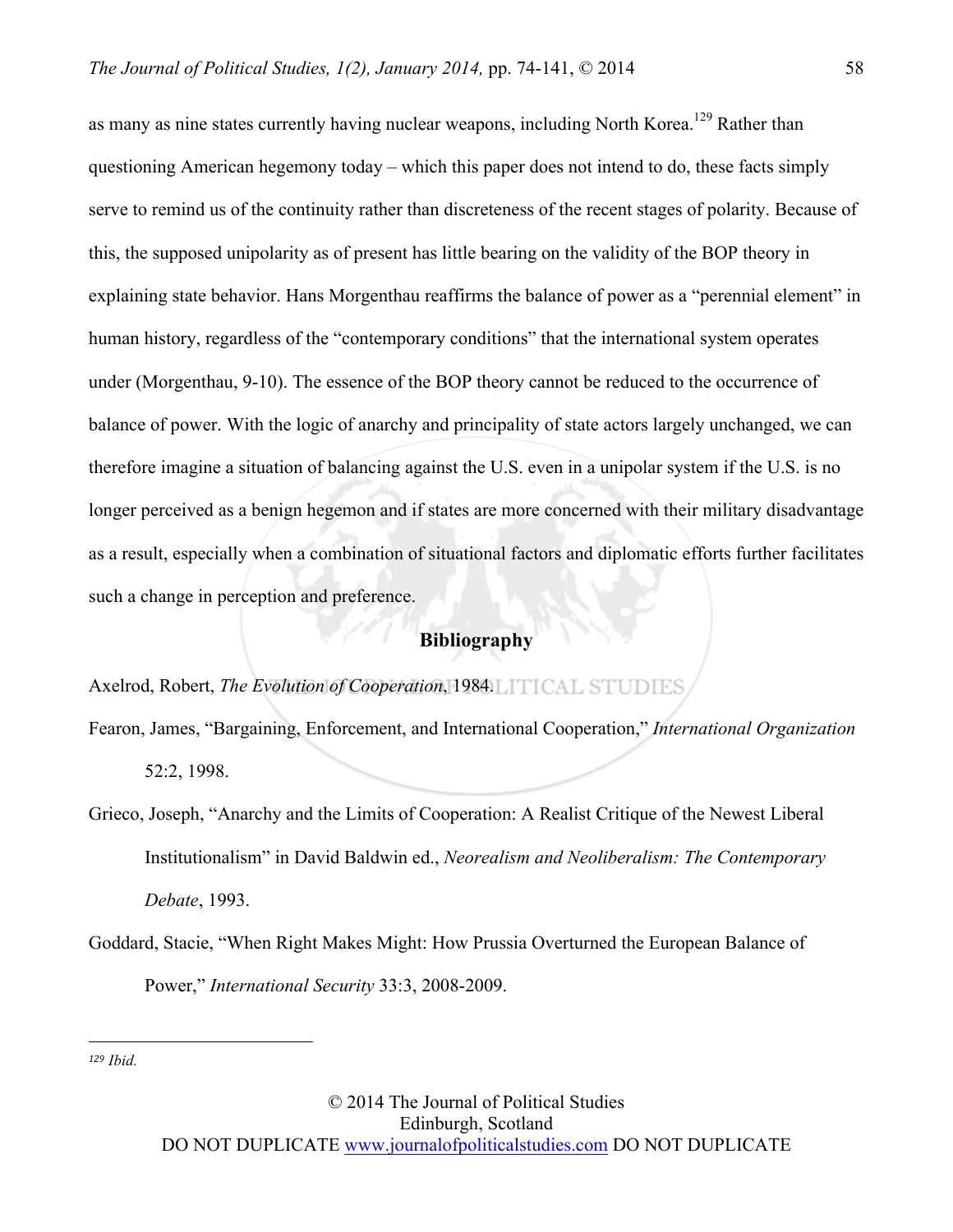as many as nine states currently having nuclear weapons, including North Korea.[129] Rather than questioning American hegemony today – which this paper does not intend to do, these facts simply serve to remind us of the continuity rather than discreteness of the recent stages of polarity. Because of this, the supposed unipolarity as of present has little bearing on the validity of the BOP theory in explaining state behavior. Hans Morgenthau reaffirms the balance of power as a "perennial element" in human history, regardless of the "contemporary conditions" that the international system operates under (Morgenthau, 9-10). The essence of the BOP theory cannot be reduced to the occurrence of balance of power. With the logic of anarchy and principality of state actors largely unchanged, we can therefore imagine a situation of balancing against the U.S. even in a unipolar system if the U.S. is no longer perceived as a benign hegemon and if states are more concerned with their military disadvantage as a result, especially when a combination of situational factors and diplomatic efforts further facilitates such a change in perception and preference.

## Bibliography

Axelrod, Robert, *The Evolution of Cooperation*, 1984.

Fearon, James, "Bargaining, Enforcement, and International Cooperation," *International Organization* 52:2, 1998.

Grieco, Joseph, "Anarchy and the Limits of Cooperation: A Realist Critique of the Newest Liberal Institutionalism" in David Baldwin ed., *Neorealism and Neoliberalism: The Contemporary Debate*, 1993.

Goddard, Stacie, "When Right Makes Might: How Prussia Overturned the European Balance of Power," *International Security* 33:3, 2008-2009.

---

[129] *Ibid.*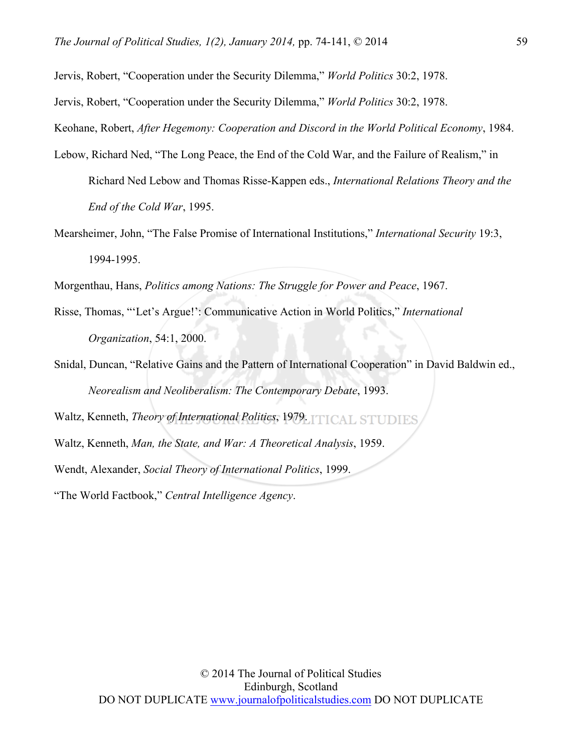Jervis, Robert, "Cooperation under the Security Dilemma," *World Politics* 30:2, 1978.

Jervis, Robert, "Cooperation under the Security Dilemma," *World Politics* 30:2, 1978.

Keohane, Robert, *After Hegemony: Cooperation and Discord in the World Political Economy*, 1984.

Lebow, Richard Ned, "The Long Peace, the End of the Cold War, and the Failure of Realism," in Richard Ned Lebow and Thomas Risse-Kappen eds., *International Relations Theory and the End of the Cold War*, 1995.

Mearsheimer, John, "The False Promise of International Institutions," *International Security* 19:3, 1994-1995.

Morgenthau, Hans, *Politics among Nations: The Struggle for Power and Peace*, 1967.

Risse, Thomas, "'Let's Argue!': Communicative Action in World Politics," *International Organization*, 54:1, 2000.

Snidal, Duncan, "Relative Gains and the Pattern of International Cooperation" in David Baldwin ed., *Neorealism and Neoliberalism: The Contemporary Debate*, 1993.

Waltz, Kenneth, *Theory of International Politics*, 1979.

Waltz, Kenneth, *Man, the State, and War: A Theoretical Analysis*, 1959.

Wendt, Alexander, *Social Theory of International Politics*, 1999.

"The World Factbook," *Central Intelligence Agency*.